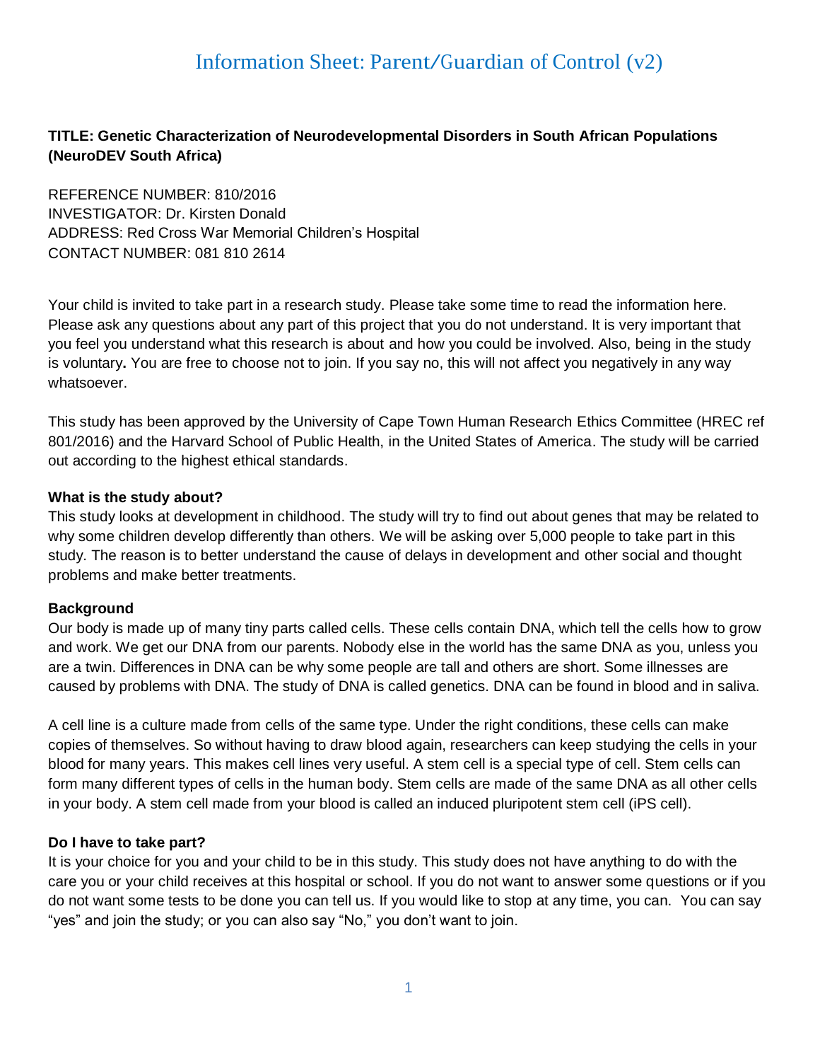# Information Sheet: Parent/Guardian of Control (v2)

**TITLE: Genetic Characterization of Neurodevelopmental Disorders in South African Populations (NeuroDEV South Africa)**

REFERENCE NUMBER: 810/2016
INVESTIGATOR: Dr. Kirsten Donald
ADDRESS: Red Cross War Memorial Children's Hospital
CONTACT NUMBER: 081 810 2614

Your child is invited to take part in a research study. Please take some time to read the information here. Please ask any questions about any part of this project that you do not understand. It is very important that you feel you understand what this research is about and how you could be involved. Also, being in the study is voluntary**.** You are free to choose not to join. If you say no, this will not affect you negatively in any way whatsoever.

This study has been approved by the University of Cape Town Human Research Ethics Committee (HREC ref 801/2016) and the Harvard School of Public Health, in the United States of America. The study will be carried out according to the highest ethical standards.

**What is the study about?**

This study looks at development in childhood. The study will try to find out about genes that may be related to why some children develop differently than others. We will be asking over 5,000 people to take part in this study. The reason is to better understand the cause of delays in development and other social and thought problems and make better treatments.

**Background**

Our body is made up of many tiny parts called cells. These cells contain DNA, which tell the cells how to grow and work. We get our DNA from our parents. Nobody else in the world has the same DNA as you, unless you are a twin. Differences in DNA can be why some people are tall and others are short. Some illnesses are caused by problems with DNA. The study of DNA is called genetics. DNA can be found in blood and in saliva.

A cell line is a culture made from cells of the same type. Under the right conditions, these cells can make copies of themselves. So without having to draw blood again, researchers can keep studying the cells in your blood for many years. This makes cell lines very useful. A stem cell is a special type of cell. Stem cells can form many different types of cells in the human body. Stem cells are made of the same DNA as all other cells in your body. A stem cell made from your blood is called an induced pluripotent stem cell (iPS cell).

**Do I have to take part?**

It is your choice for you and your child to be in this study. This study does not have anything to do with the care you or your child receives at this hospital or school. If you do not want to answer some questions or if you do not want some tests to be done you can tell us. If you would like to stop at any time, you can. You can say "yes" and join the study; or you can also say "No," you don't want to join.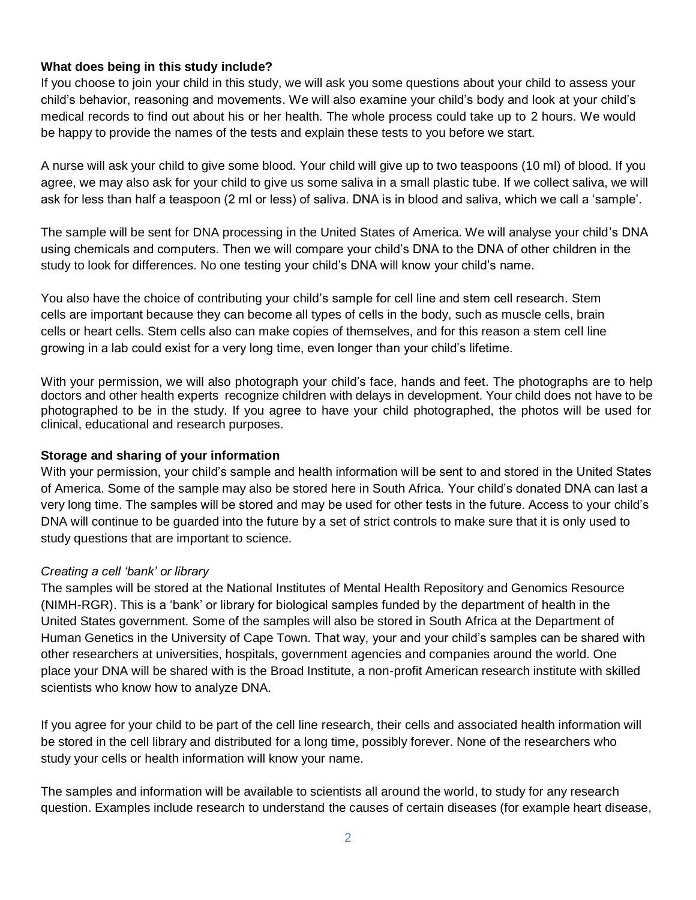**What does being in this study include?**

If you choose to join your child in this study, we will ask you some questions about your child to assess your child's behavior, reasoning and movements. We will also examine your child's body and look at your child's medical records to find out about his or her health. The whole process could take up to 2 hours. We would be happy to provide the names of the tests and explain these tests to you before we start.

A nurse will ask your child to give some blood. Your child will give up to two teaspoons (10 ml) of blood. If you agree, we may also ask for your child to give us some saliva in a small plastic tube. If we collect saliva, we will ask for less than half a teaspoon (2 ml or less) of saliva. DNA is in blood and saliva, which we call a 'sample'.

The sample will be sent for DNA processing in the United States of America. We will analyse your child's DNA using chemicals and computers. Then we will compare your child's DNA to the DNA of other children in the study to look for differences. No one testing your child's DNA will know your child's name.

You also have the choice of contributing your child's sample for cell line and stem cell research. Stem cells are important because they can become all types of cells in the body, such as muscle cells, brain cells or heart cells. Stem cells also can make copies of themselves, and for this reason a stem cell line growing in a lab could exist for a very long time, even longer than your child's lifetime.

With your permission, we will also photograph your child's face, hands and feet. The photographs are to help doctors and other health experts recognize children with delays in development. Your child does not have to be photographed to be in the study. If you agree to have your child photographed, the photos will be used for clinical, educational and research purposes.

**Storage and sharing of your information**

With your permission, your child's sample and health information will be sent to and stored in the United States of America. Some of the sample may also be stored here in South Africa. Your child's donated DNA can last a very long time. The samples will be stored and may be used for other tests in the future. Access to your child's DNA will continue to be guarded into the future by a set of strict controls to make sure that it is only used to study questions that are important to science.

*Creating a cell 'bank' or library*

The samples will be stored at the National Institutes of Mental Health Repository and Genomics Resource (NIMH-RGR). This is a 'bank' or library for biological samples funded by the department of health in the United States government. Some of the samples will also be stored in South Africa at the Department of Human Genetics in the University of Cape Town. That way, your and your child's samples can be shared with other researchers at universities, hospitals, government agencies and companies around the world. One place your DNA will be shared with is the Broad Institute, a non-profit American research institute with skilled scientists who know how to analyze DNA.

If you agree for your child to be part of the cell line research, their cells and associated health information will be stored in the cell library and distributed for a long time, possibly forever. None of the researchers who study your cells or health information will know your name.

The samples and information will be available to scientists all around the world, to study for any research question. Examples include research to understand the causes of certain diseases (for example heart disease,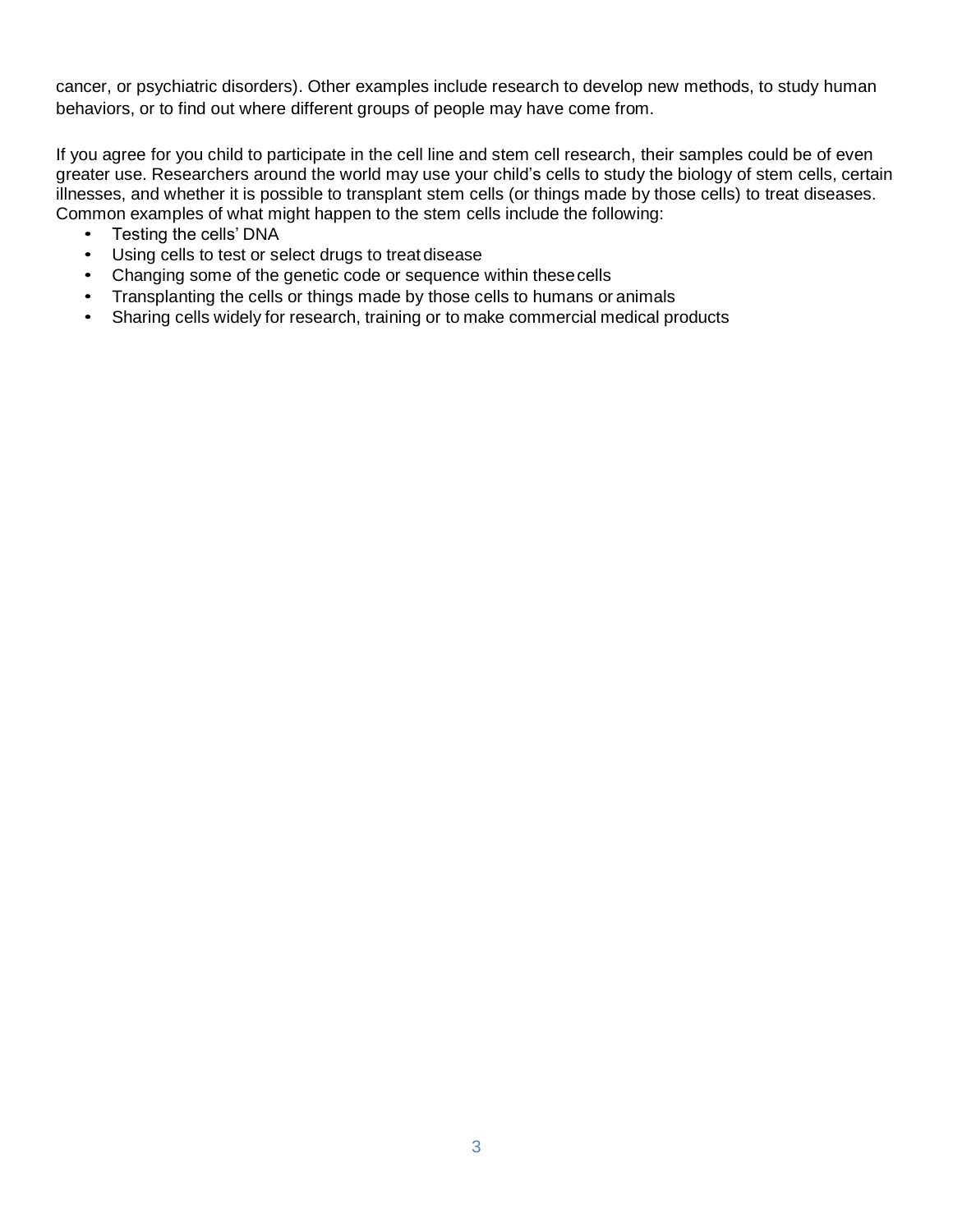cancer, or psychiatric disorders). Other examples include research to develop new methods, to study human behaviors, or to find out where different groups of people may have come from.

If you agree for you child to participate in the cell line and stem cell research, their samples could be of even greater use. Researchers around the world may use your child's cells to study the biology of stem cells, certain illnesses, and whether it is possible to transplant stem cells (or things made by those cells) to treat diseases. Common examples of what might happen to the stem cells include the following:

- Testing the cells' DNA
- Using cells to test or select drugs to treat disease
- Changing some of the genetic code or sequence within these cells
- Transplanting the cells or things made by those cells to humans or animals
- Sharing cells widely for research, training or to make commercial medical products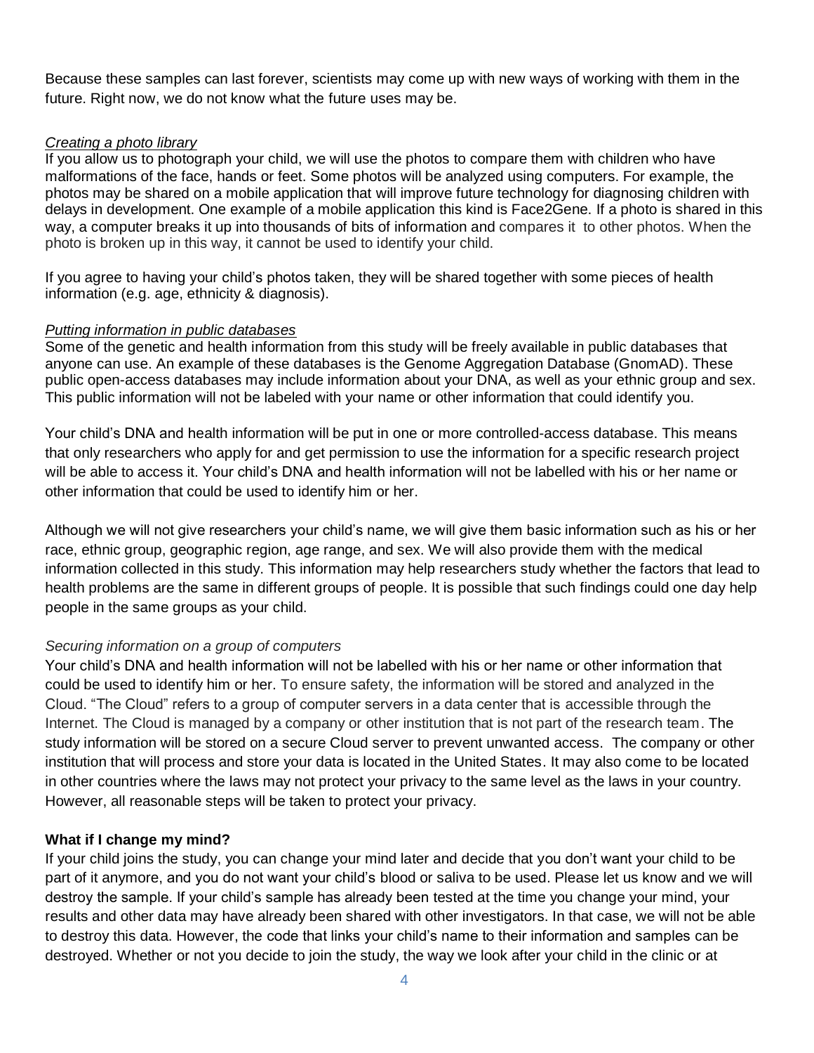Because these samples can last forever, scientists may come up with new ways of working with them in the future. Right now, we do not know what the future uses may be.

*Creating a photo library*

If you allow us to photograph your child, we will use the photos to compare them with children who have malformations of the face, hands or feet. Some photos will be analyzed using computers. For example, the photos may be shared on a mobile application that will improve future technology for diagnosing children with delays in development. One example of a mobile application this kind is Face2Gene. If a photo is shared in this way, a computer breaks it up into thousands of bits of information and compares it to other photos. When the photo is broken up in this way, it cannot be used to identify your child.

If you agree to having your child's photos taken, they will be shared together with some pieces of health information (e.g. age, ethnicity & diagnosis).

*Putting information in public databases*

Some of the genetic and health information from this study will be freely available in public databases that anyone can use. An example of these databases is the Genome Aggregation Database (GnomAD). These public open-access databases may include information about your DNA, as well as your ethnic group and sex. This public information will not be labeled with your name or other information that could identify you.

Your child's DNA and health information will be put in one or more controlled-access database. This means that only researchers who apply for and get permission to use the information for a specific research project will be able to access it. Your child's DNA and health information will not be labelled with his or her name or other information that could be used to identify him or her.

Although we will not give researchers your child's name, we will give them basic information such as his or her race, ethnic group, geographic region, age range, and sex. We will also provide them with the medical information collected in this study. This information may help researchers study whether the factors that lead to health problems are the same in different groups of people. It is possible that such findings could one day help people in the same groups as your child.

*Securing information on a group of computers*

Your child's DNA and health information will not be labelled with his or her name or other information that could be used to identify him or her. To ensure safety, the information will be stored and analyzed in the Cloud. "The Cloud" refers to a group of computer servers in a data center that is accessible through the Internet. The Cloud is managed by a company or other institution that is not part of the research team. The study information will be stored on a secure Cloud server to prevent unwanted access. The company or other institution that will process and store your data is located in the United States. It may also come to be located in other countries where the laws may not protect your privacy to the same level as the laws in your country. However, all reasonable steps will be taken to protect your privacy.

**What if I change my mind?**

If your child joins the study, you can change your mind later and decide that you don't want your child to be part of it anymore, and you do not want your child's blood or saliva to be used. Please let us know and we will destroy the sample. If your child's sample has already been tested at the time you change your mind, your results and other data may have already been shared with other investigators. In that case, we will not be able to destroy this data. However, the code that links your child's name to their information and samples can be destroyed. Whether or not you decide to join the study, the way we look after your child in the clinic or at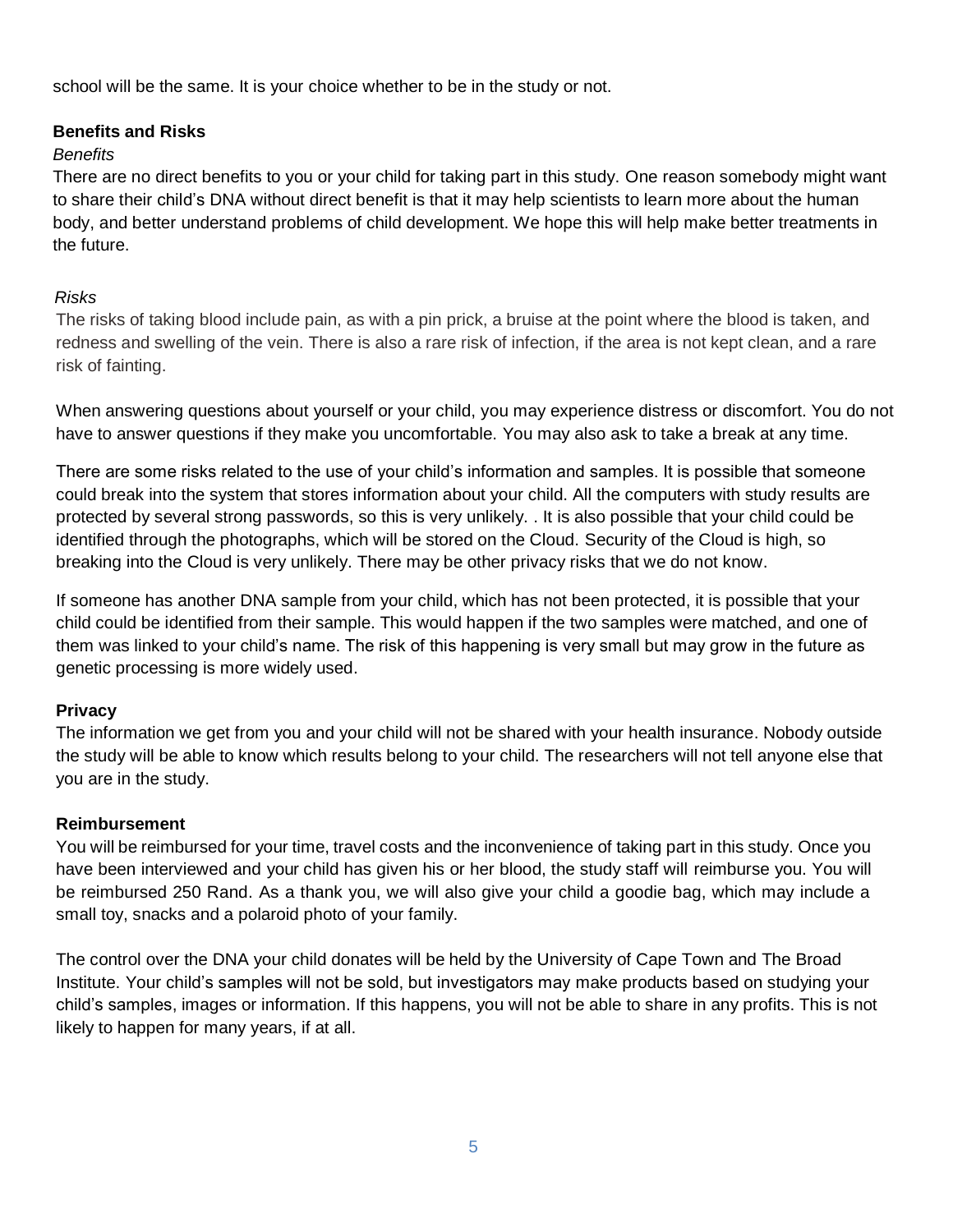school will be the same. It is your choice whether to be in the study or not.

**Benefits and Risks**

*Benefits*

There are no direct benefits to you or your child for taking part in this study. One reason somebody might want to share their child's DNA without direct benefit is that it may help scientists to learn more about the human body, and better understand problems of child development. We hope this will help make better treatments in the future.

*Risks*

The risks of taking blood include pain, as with a pin prick, a bruise at the point where the blood is taken, and redness and swelling of the vein. There is also a rare risk of infection, if the area is not kept clean, and a rare risk of fainting.

When answering questions about yourself or your child, you may experience distress or discomfort. You do not have to answer questions if they make you uncomfortable. You may also ask to take a break at any time.

There are some risks related to the use of your child's information and samples. It is possible that someone could break into the system that stores information about your child. All the computers with study results are protected by several strong passwords, so this is very unlikely. . It is also possible that your child could be identified through the photographs, which will be stored on the Cloud. Security of the Cloud is high, so breaking into the Cloud is very unlikely. There may be other privacy risks that we do not know.

If someone has another DNA sample from your child, which has not been protected, it is possible that your child could be identified from their sample. This would happen if the two samples were matched, and one of them was linked to your child's name. The risk of this happening is very small but may grow in the future as genetic processing is more widely used.

**Privacy**

The information we get from you and your child will not be shared with your health insurance. Nobody outside the study will be able to know which results belong to your child. The researchers will not tell anyone else that you are in the study.

**Reimbursement**

You will be reimbursed for your time, travel costs and the inconvenience of taking part in this study. Once you have been interviewed and your child has given his or her blood, the study staff will reimburse you. You will be reimbursed 250 Rand. As a thank you, we will also give your child a goodie bag, which may include a small toy, snacks and a polaroid photo of your family.

The control over the DNA your child donates will be held by the University of Cape Town and The Broad Institute. Your child's samples will not be sold, but investigators may make products based on studying your child's samples, images or information. If this happens, you will not be able to share in any profits. This is not likely to happen for many years, if at all.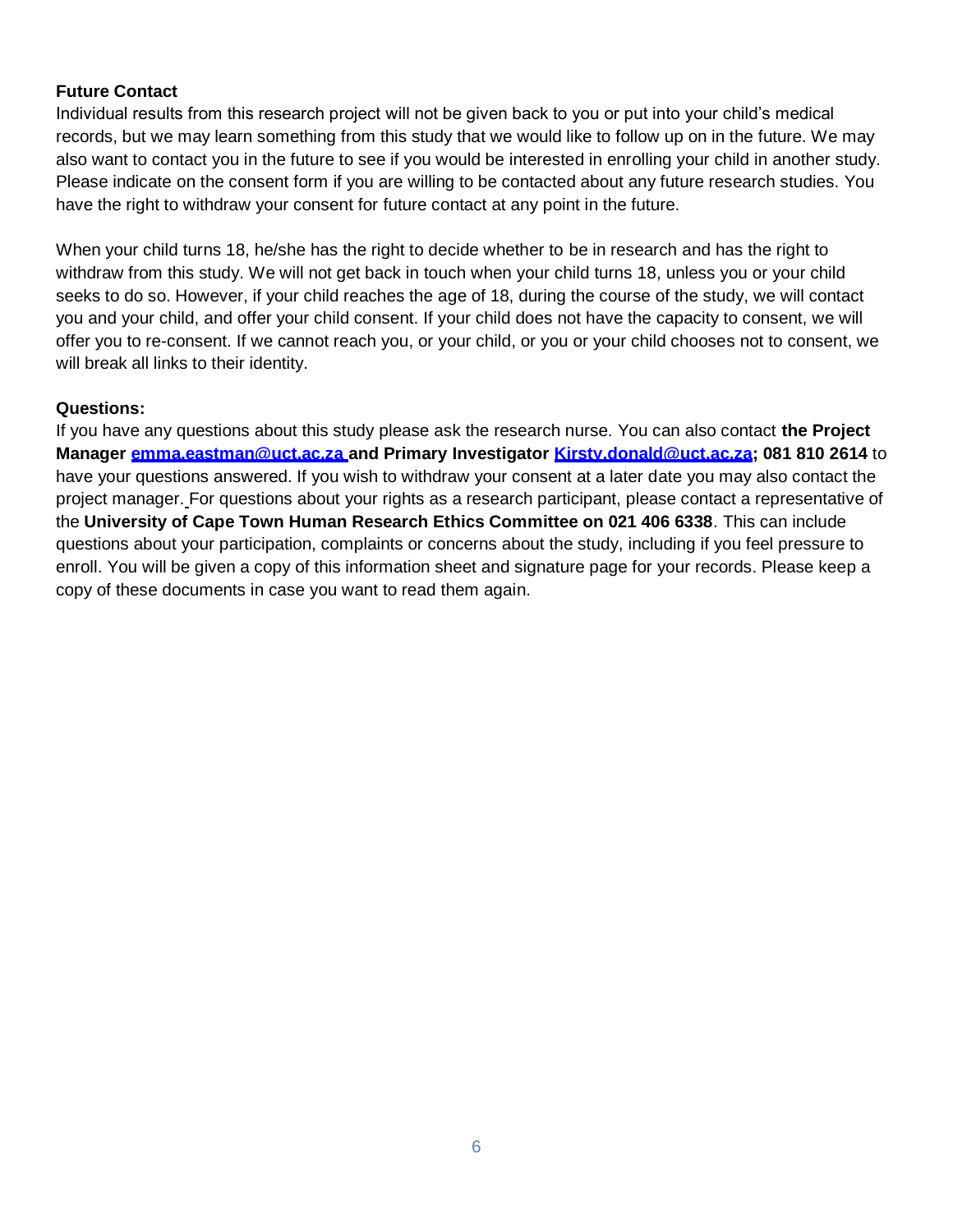**Future Contact**

Individual results from this research project will not be given back to you or put into your child's medical records, but we may learn something from this study that we would like to follow up on in the future. We may also want to contact you in the future to see if you would be interested in enrolling your child in another study. Please indicate on the consent form if you are willing to be contacted about any future research studies. You have the right to withdraw your consent for future contact at any point in the future.

When your child turns 18, he/she has the right to decide whether to be in research and has the right to withdraw from this study. We will not get back in touch when your child turns 18, unless you or your child seeks to do so. However, if your child reaches the age of 18, during the course of the study, we will contact you and your child, and offer your child consent. If your child does not have the capacity to consent, we will offer you to re-consent. If we cannot reach you, or your child, or you or your child chooses not to consent, we will break all links to their identity.

**Questions:**

If you have any questions about this study please ask the research nurse. You can also contact **the Project Manager [emma.eastman@uct.ac.za](mailto:emma.eastman@uct.ac.za) and Primary Investigator [Kirsty.donald@uct.ac.za](mailto:Kirsty.donald@uct.ac.za); 081 810 2614** to have your questions answered. If you wish to withdraw your consent at a later date you may also contact the project manager. For questions about your rights as a research participant, please contact a representative of the **University of Cape Town Human Research Ethics Committee on 021 406 6338**. This can include questions about your participation, complaints or concerns about the study, including if you feel pressure to enroll. You will be given a copy of this information sheet and signature page for your records. Please keep a copy of these documents in case you want to read them again.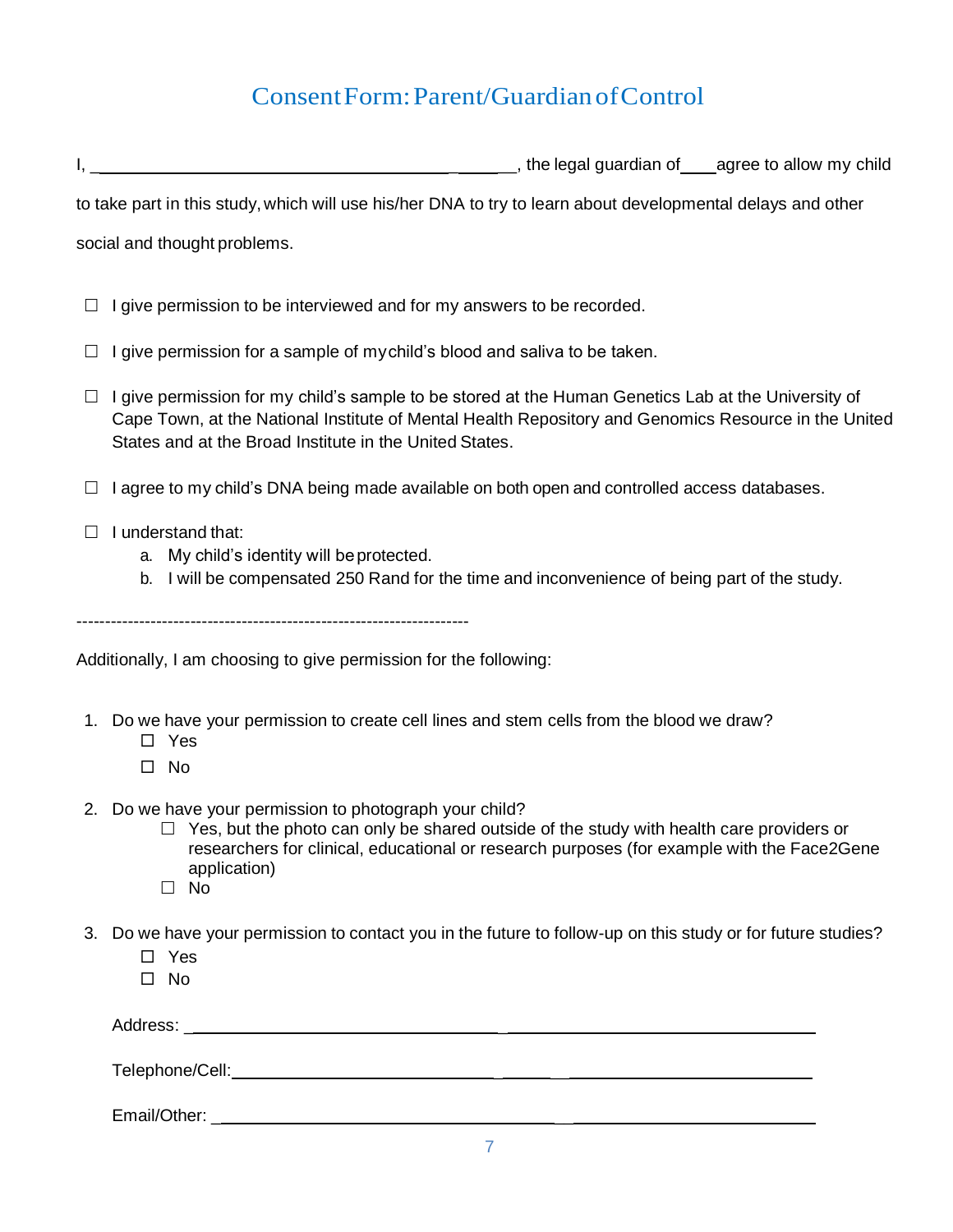# Consent Form: Parent/Guardian of Control

I, ________________________________________________, the legal guardian of____agree to allow my child to take part in this study, which will use his/her DNA to try to learn about developmental delays and other social and thought problems.

- ☐ I give permission to be interviewed and for my answers to be recorded.
- ☐ I give permission for a sample of my child's blood and saliva to be taken.
- ☐ I give permission for my child's sample to be stored at the Human Genetics Lab at the University of Cape Town, at the National Institute of Mental Health Repository and Genomics Resource in the United States and at the Broad Institute in the United States.
- ☐ I agree to my child's DNA being made available on both open and controlled access databases.
- ☐ I understand that:
  a. My child's identity will be protected.
  b. I will be compensated 250 Rand for the time and inconvenience of being part of the study.

---

Additionally, I am choosing to give permission for the following:

1. Do we have your permission to create cell lines and stem cells from the blood we draw?
   - ☐ Yes
   - ☐ No
2. Do we have your permission to photograph your child?
   - ☐ Yes, but the photo can only be shared outside of the study with health care providers or researchers for clinical, educational or research purposes (for example with the Face2Gene application)
   - ☐ No
3. Do we have your permission to contact you in the future to follow-up on this study or for future studies?
   - ☐ Yes
   - ☐ No

Address: ____________________________________________________________

Telephone/Cell: ______________________________________________________

Email/Other: ________________________________________________________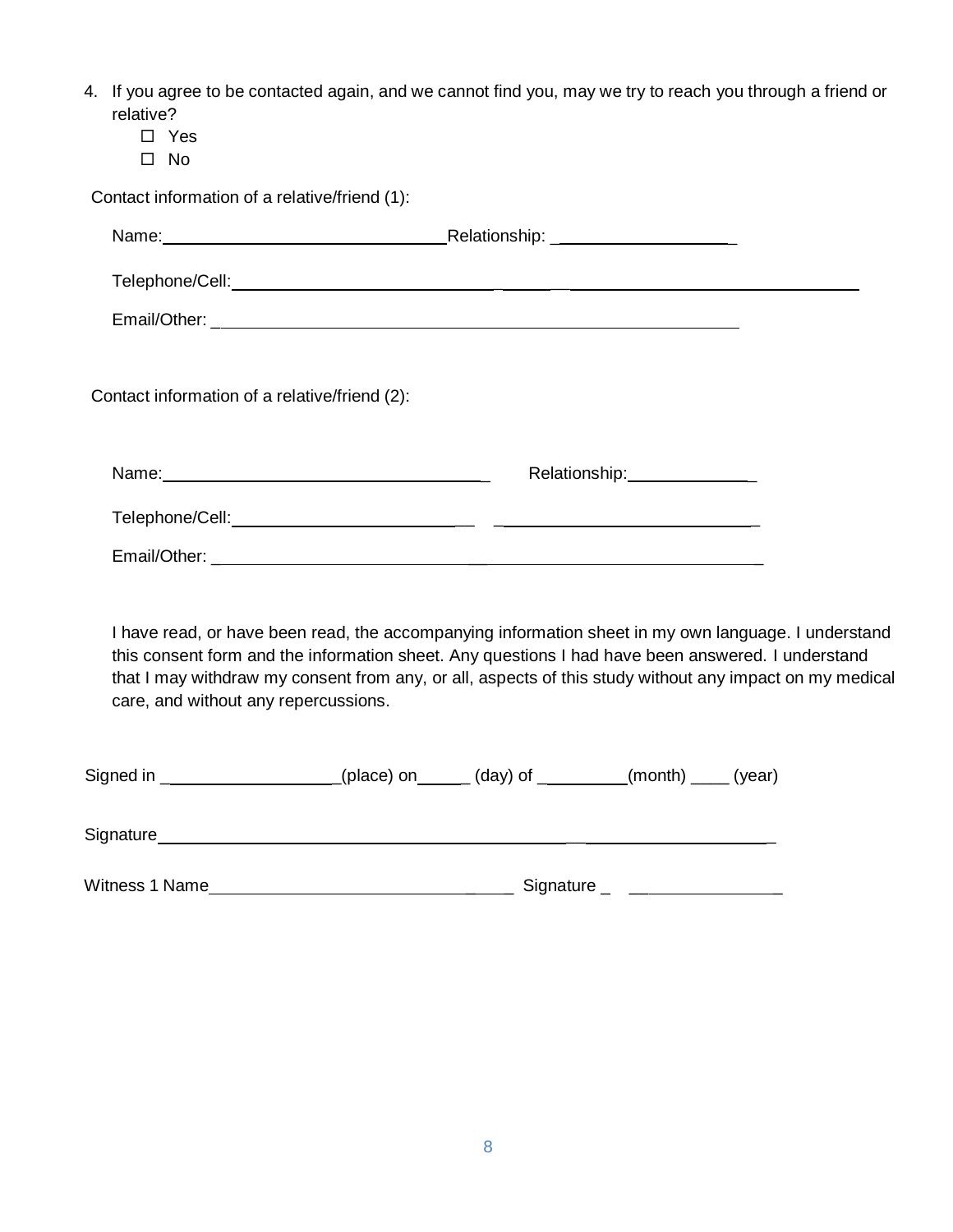4. If you agree to be contacted again, and we cannot find you, may we try to reach you through a friend or relative?
   - ☐ Yes
   - ☐ No

Contact information of a relative/friend (1):

Name: ______________________________ Relationship: ____________________

Telephone/Cell: ________________________________________________________

Email/Other: ____________________________________________________

Contact information of a relative/friend (2):

Name: ________________________________ Relationship: ______________

Telephone/Cell: ________________________ ____________________________

Email/Other: ____________________________________________________

I have read, or have been read, the accompanying information sheet in my own language. I understand this consent form and the information sheet. Any questions I had have been answered. I understand that I may withdraw my consent from any, or all, aspects of this study without any impact on my medical care, and without any repercussions.

Signed in __________________(place) on_____ (day) of _________(month) ____ (year)

Signature ____________________________________________________________

Witness 1 Name ______________________________ Signature ________________